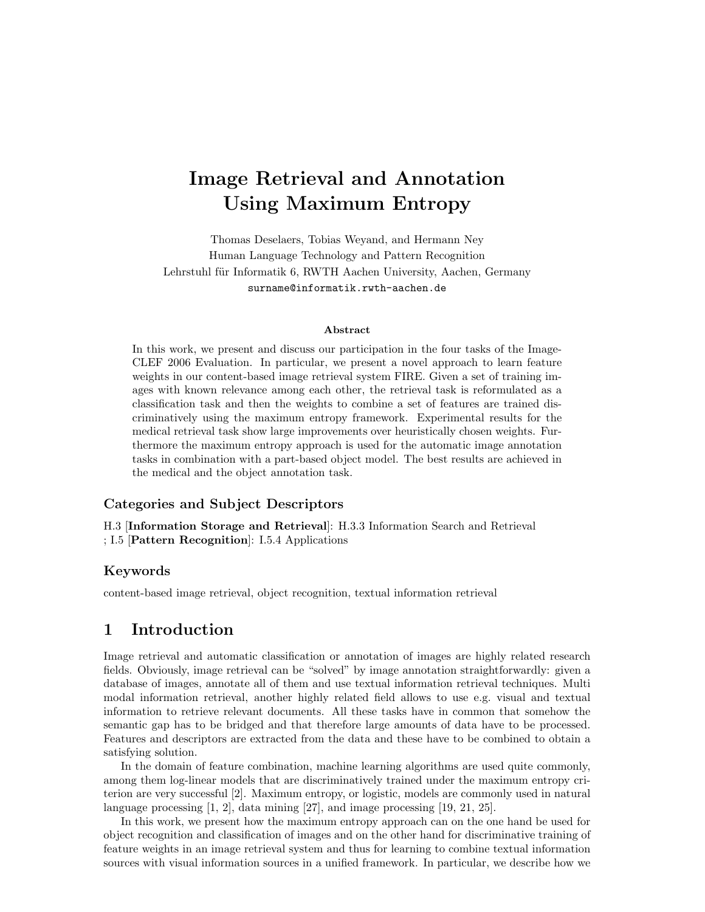# Image Retrieval and Annotation Using Maximum Entropy

Thomas Deselaers, Tobias Weyand, and Hermann Ney
Human Language Technology and Pattern Recognition
Lehrstuhl für Informatik 6, RWTH Aachen University, Aachen, Germany
`surname@informatik.rwth-aachen.de`

### Abstract

In this work, we present and discuss our participation in the four tasks of the ImageCLEF 2006 Evaluation. In particular, we present a novel approach to learn feature weights in our content-based image retrieval system FIRE. Given a set of training images with known relevance among each other, the retrieval task is reformulated as a classification task and then the weights to combine a set of features are trained discriminatively using the maximum entropy framework. Experimental results for the medical retrieval task show large improvements over heuristically chosen weights. Furthermore the maximum entropy approach is used for the automatic image annotation tasks in combination with a part-based object model. The best results are achieved in the medical and the object annotation task.

### Categories and Subject Descriptors

H.3 [**Information Storage and Retrieval**]: H.3.3 Information Search and Retrieval
; I.5 [**Pattern Recognition**]: I.5.4 Applications

### Keywords

content-based image retrieval, object recognition, textual information retrieval

## 1 Introduction

Image retrieval and automatic classification or annotation of images are highly related research fields. Obviously, image retrieval can be "solved" by image annotation straightforwardly: given a database of images, annotate all of them and use textual information retrieval techniques. Multi modal information retrieval, another highly related field allows to use e.g. visual and textual information to retrieve relevant documents. All these tasks have in common that somehow the semantic gap has to be bridged and that therefore large amounts of data have to be processed. Features and descriptors are extracted from the data and these have to be combined to obtain a satisfying solution.

In the domain of feature combination, machine learning algorithms are used quite commonly, among them log-linear models that are discriminatively trained under the maximum entropy criterion are very successful [2]. Maximum entropy, or logistic, models are commonly used in natural language processing [1, 2], data mining [27], and image processing [19, 21, 25].

In this work, we present how the maximum entropy approach can on the one hand be used for object recognition and classification of images and on the other hand for discriminative training of feature weights in an image retrieval system and thus for learning to combine textual information sources with visual information sources in a unified framework. In particular, we describe how we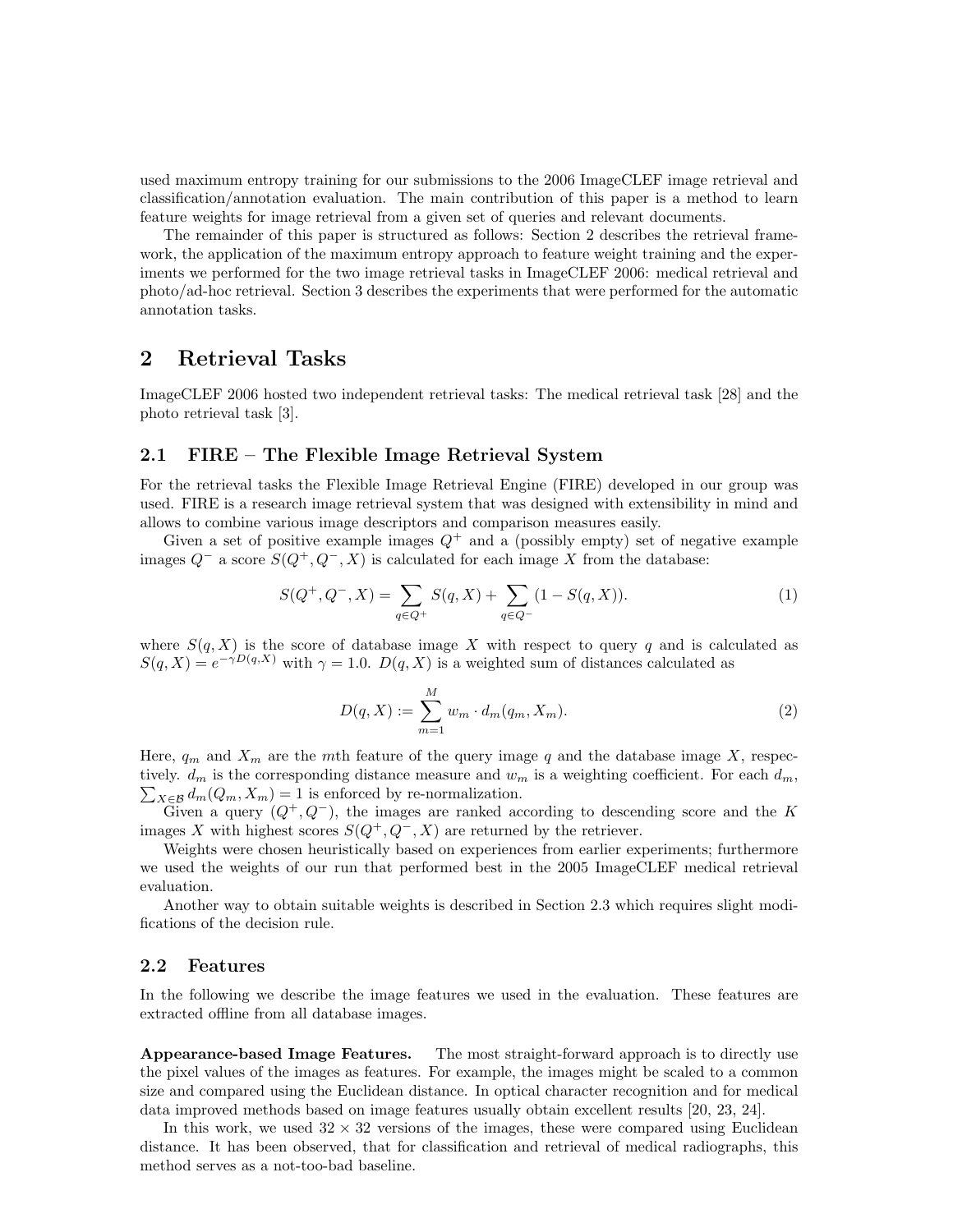used maximum entropy training for our submissions to the 2006 ImageCLEF image retrieval and classification/annotation evaluation. The main contribution of this paper is a method to learn feature weights for image retrieval from a given set of queries and relevant documents.

The remainder of this paper is structured as follows: Section 2 describes the retrieval framework, the application of the maximum entropy approach to feature weight training and the experiments we performed for the two image retrieval tasks in ImageCLEF 2006: medical retrieval and photo/ad-hoc retrieval. Section 3 describes the experiments that were performed for the automatic annotation tasks.

# 2 Retrieval Tasks

ImageCLEF 2006 hosted two independent retrieval tasks: The medical retrieval task [28] and the photo retrieval task [3].

## 2.1 FIRE – The Flexible Image Retrieval System

For the retrieval tasks the Flexible Image Retrieval Engine (FIRE) developed in our group was used. FIRE is a research image retrieval system that was designed with extensibility in mind and allows to combine various image descriptors and comparison measures easily.

Given a set of positive example images $Q^+$ and a (possibly empty) set of negative example images $Q^-$ a score $S(Q^+, Q^-, X)$ is calculated for each image $X$ from the database:

$$S(Q^+, Q^-, X) = \sum_{q \in Q^+} S(q, X) + \sum_{q \in Q^-} (1 - S(q, X)). \tag{1}$$

where $S(q, X)$ is the score of database image $X$ with respect to query $q$ and is calculated as $S(q, X) = e^{-\gamma D(q,X)}$ with $\gamma = 1.0$. $D(q, X)$ is a weighted sum of distances calculated as

$$D(q, X) := \sum_{m=1}^{M} w_m \cdot d_m(q_m, X_m). \tag{2}$$

Here, $q_m$ and $X_m$ are the $m$th feature of the query image $q$ and the database image $X$, respectively. $d_m$ is the corresponding distance measure and $w_m$ is a weighting coefficient. For each $d_m$, $\sum_{X \in \mathcal{B}} d_m(Q_m, X_m) = 1$ is enforced by re-normalization.

Given a query $(Q^+, Q^-)$, the images are ranked according to descending score and the $K$ images $X$ with highest scores $S(Q^+, Q^-, X)$ are returned by the retriever.

Weights were chosen heuristically based on experiences from earlier experiments; furthermore we used the weights of our run that performed best in the 2005 ImageCLEF medical retrieval evaluation.

Another way to obtain suitable weights is described in Section 2.3 which requires slight modifications of the decision rule.

## 2.2 Features

In the following we describe the image features we used in the evaluation. These features are extracted offline from all database images.

**Appearance-based Image Features.** The most straight-forward approach is to directly use the pixel values of the images as features. For example, the images might be scaled to a common size and compared using the Euclidean distance. In optical character recognition and for medical data improved methods based on image features usually obtain excellent results [20, 23, 24].

In this work, we used $32 \times 32$ versions of the images, these were compared using Euclidean distance. It has been observed, that for classification and retrieval of medical radiographs, this method serves as a not-too-bad baseline.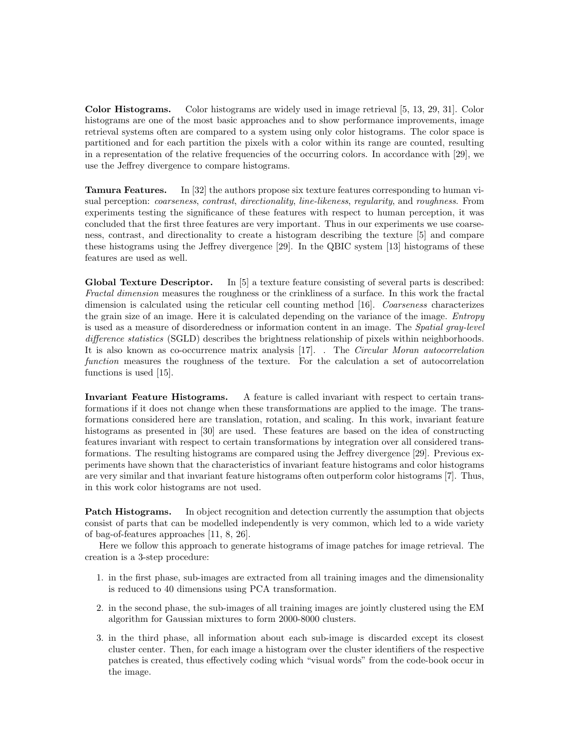**Color Histograms.** Color histograms are widely used in image retrieval [5, 13, 29, 31]. Color histograms are one of the most basic approaches and to show performance improvements, image retrieval systems often are compared to a system using only color histograms. The color space is partitioned and for each partition the pixels with a color within its range are counted, resulting in a representation of the relative frequencies of the occurring colors. In accordance with [29], we use the Jeffrey divergence to compare histograms.

**Tamura Features.** In [32] the authors propose six texture features corresponding to human visual perception: *coarseness*, *contrast*, *directionality*, *line-likeness*, *regularity*, and *roughness*. From experiments testing the significance of these features with respect to human perception, it was concluded that the first three features are very important. Thus in our experiments we use coarseness, contrast, and directionality to create a histogram describing the texture [5] and compare these histograms using the Jeffrey divergence [29]. In the QBIC system [13] histograms of these features are used as well.

**Global Texture Descriptor.** In [5] a texture feature consisting of several parts is described: *Fractal dimension* measures the roughness or the crinkliness of a surface. In this work the fractal dimension is calculated using the reticular cell counting method [16]. *Coarseness* characterizes the grain size of an image. Here it is calculated depending on the variance of the image. *Entropy* is used as a measure of disorderedness or information content in an image. The *Spatial gray-level difference statistics* (SGLD) describes the brightness relationship of pixels within neighborhoods. It is also known as co-occurrence matrix analysis [17]. . The *Circular Moran autocorrelation function* measures the roughness of the texture. For the calculation a set of autocorrelation functions is used [15].

**Invariant Feature Histograms.** A feature is called invariant with respect to certain transformations if it does not change when these transformations are applied to the image. The transformations considered here are translation, rotation, and scaling. In this work, invariant feature histograms as presented in [30] are used. These features are based on the idea of constructing features invariant with respect to certain transformations by integration over all considered transformations. The resulting histograms are compared using the Jeffrey divergence [29]. Previous experiments have shown that the characteristics of invariant feature histograms and color histograms are very similar and that invariant feature histograms often outperform color histograms [7]. Thus, in this work color histograms are not used.

**Patch Histograms.** In object recognition and detection currently the assumption that objects consist of parts that can be modelled independently is very common, which led to a wide variety of bag-of-features approaches [11, 8, 26].

Here we follow this approach to generate histograms of image patches for image retrieval. The creation is a 3-step procedure:

1. in the first phase, sub-images are extracted from all training images and the dimensionality is reduced to 40 dimensions using PCA transformation.
2. in the second phase, the sub-images of all training images are jointly clustered using the EM algorithm for Gaussian mixtures to form 2000-8000 clusters.
3. in the third phase, all information about each sub-image is discarded except its closest cluster center. Then, for each image a histogram over the cluster identifiers of the respective patches is created, thus effectively coding which "visual words" from the code-book occur in the image.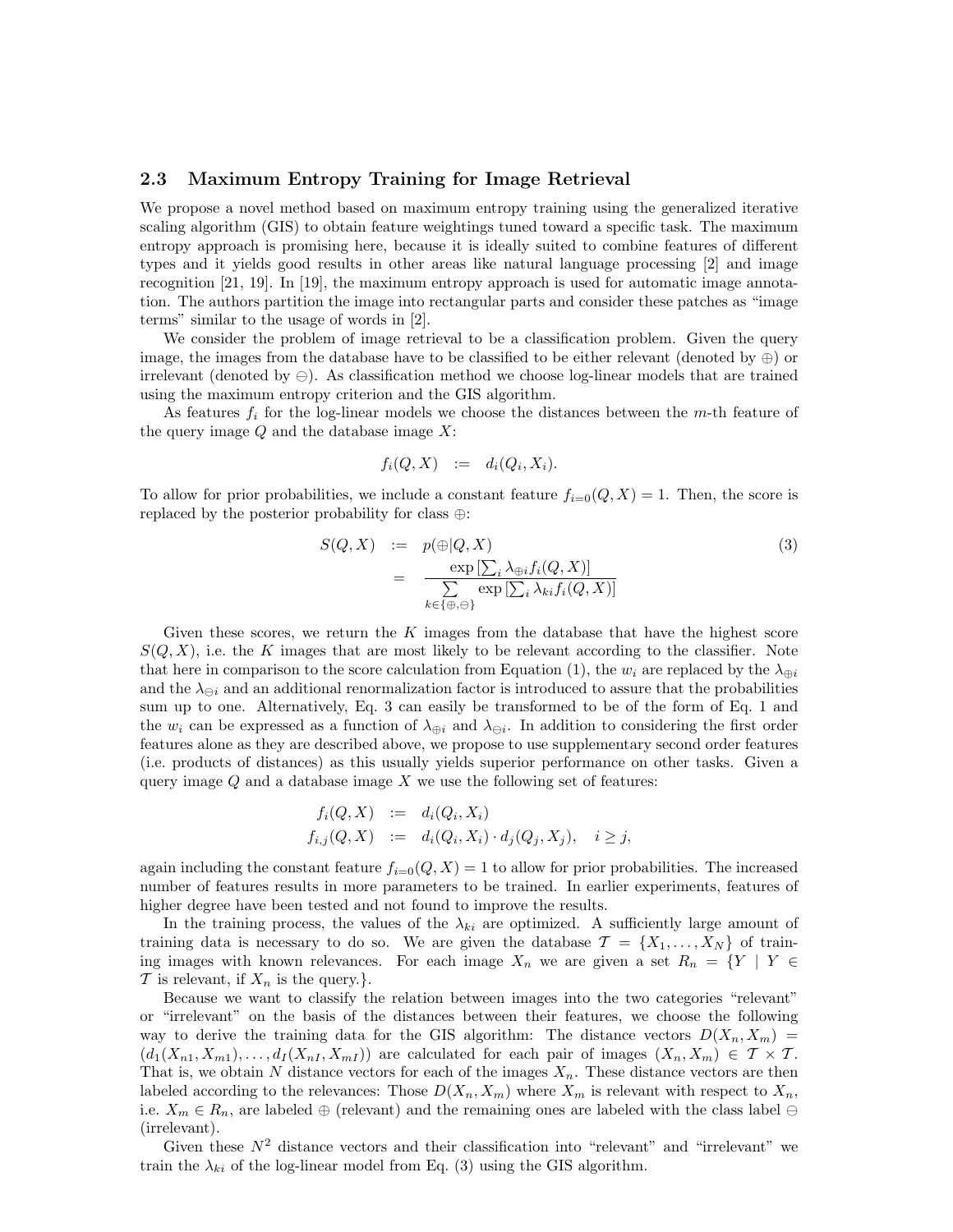### 2.3 Maximum Entropy Training for Image Retrieval

We propose a novel method based on maximum entropy training using the generalized iterative scaling algorithm (GIS) to obtain feature weightings tuned toward a specific task. The maximum entropy approach is promising here, because it is ideally suited to combine features of different types and it yields good results in other areas like natural language processing [2] and image recognition [21, 19]. In [19], the maximum entropy approach is used for automatic image annotation. The authors partition the image into rectangular parts and consider these patches as "image terms" similar to the usage of words in [2].

We consider the problem of image retrieval to be a classification problem. Given the query image, the images from the database have to be classified to be either relevant (denoted by $\oplus$) or irrelevant (denoted by $\ominus$). As classification method we choose log-linear models that are trained using the maximum entropy criterion and the GIS algorithm.

As features $f_i$ for the log-linear models we choose the distances between the $m$-th feature of the query image $Q$ and the database image $X$:

$$f_i(Q, X) \quad := \quad d_i(Q_i, X_i).$$

To allow for prior probabilities, we include a constant feature $f_{i=0}(Q, X) = 1$. Then, the score is replaced by the posterior probability for class $\oplus$:

$$\begin{aligned} S(Q, X) \quad &:= \quad p(\oplus | Q, X) \\ &= \quad \frac{\exp\left[\sum_i \lambda_{\oplus i} f_i(Q, X)\right]}{\sum\limits_{k \in \{\oplus, \ominus\}} \exp\left[\sum_i \lambda_{ki} f_i(Q, X)\right]} \end{aligned} \tag{3}$$

Given these scores, we return the $K$ images from the database that have the highest score $S(Q, X)$, i.e. the $K$ images that are most likely to be relevant according to the classifier. Note that here in comparison to the score calculation from Equation (1), the $w_i$ are replaced by the $\lambda_{\oplus i}$ and the $\lambda_{\ominus i}$ and an additional renormalization factor is introduced to assure that the probabilities sum up to one. Alternatively, Eq. 3 can easily be transformed to be of the form of Eq. 1 and the $w_i$ can be expressed as a function of $\lambda_{\oplus i}$ and $\lambda_{\ominus i}$. In addition to considering the first order features alone as they are described above, we propose to use supplementary second order features (i.e. products of distances) as this usually yields superior performance on other tasks. Given a query image $Q$ and a database image $X$ we use the following set of features:

$$\begin{aligned} f_i(Q, X) \quad &:= \quad d_i(Q_i, X_i) \\ f_{i,j}(Q, X) \quad &:= \quad d_i(Q_i, X_i) \cdot d_j(Q_j, X_j), \quad i \geq j, \end{aligned}$$

again including the constant feature $f_{i=0}(Q, X) = 1$ to allow for prior probabilities. The increased number of features results in more parameters to be trained. In earlier experiments, features of higher degree have been tested and not found to improve the results.

In the training process, the values of the $\lambda_{ki}$ are optimized. A sufficiently large amount of training data is necessary to do so. We are given the database $\mathcal{T} = \{X_1, \ldots, X_N\}$ of training images with known relevances. For each image $X_n$ we are given a set $R_n = \{Y \mid Y \in \mathcal{T} \text{ is relevant, if } X_n \text{ is the query.}\}$.

Because we want to classify the relation between images into the two categories "relevant" or "irrelevant" on the basis of the distances between their features, we choose the following way to derive the training data for the GIS algorithm: The distance vectors $D(X_n, X_m) = (d_1(X_{n1}, X_{m1}), \ldots, d_I(X_{nI}, X_{mI}))$ are calculated for each pair of images $(X_n, X_m) \in \mathcal{T} \times \mathcal{T}$. That is, we obtain $N$ distance vectors for each of the images $X_n$. These distance vectors are then labeled according to the relevances: Those $D(X_n, X_m)$ where $X_m$ is relevant with respect to $X_n$, i.e. $X_m \in R_n$, are labeled $\oplus$ (relevant) and the remaining ones are labeled with the class label $\ominus$ (irrelevant).

Given these $N^2$ distance vectors and their classification into "relevant" and "irrelevant" we train the $\lambda_{ki}$ of the log-linear model from Eq. (3) using the GIS algorithm.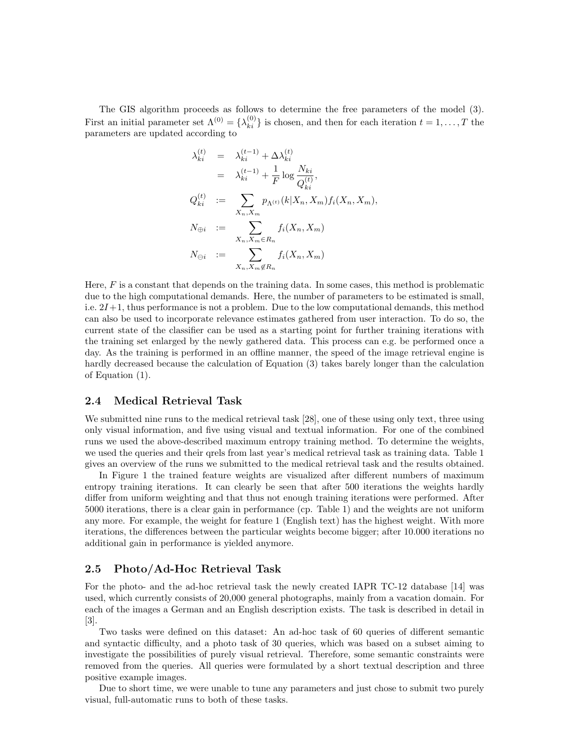The GIS algorithm proceeds as follows to determine the free parameters of the model (3). First an initial parameter set $\Lambda^{(0)} = \{\lambda_{ki}^{(0)}\}$ is chosen, and then for each iteration $t = 1, \ldots, T$ the parameters are updated according to

$$
\begin{aligned}
\lambda_{ki}^{(t)} &= \lambda_{ki}^{(t-1)} + \Delta\lambda_{ki}^{(t)} \\
&= \lambda_{ki}^{(t-1)} + \frac{1}{F} \log \frac{N_{ki}}{Q_{ki}^{(t)}}, \\
Q_{ki}^{(t)} &:= \sum_{X_n, X_m} p_{\Lambda^{(t)}}(k|X_n, X_m) f_i(X_n, X_m), \\
N_{\oplus i} &:= \sum_{X_n, X_m \in R_n} f_i(X_n, X_m) \\
N_{\ominus i} &:= \sum_{X_n, X_m \notin R_n} f_i(X_n, X_m)
\end{aligned}
$$

Here, $F$ is a constant that depends on the training data. In some cases, this method is problematic due to the high computational demands. Here, the number of parameters to be estimated is small, i.e. $2I+1$, thus performance is not a problem. Due to the low computational demands, this method can also be used to incorporate relevance estimates gathered from user interaction. To do so, the current state of the classifier can be used as a starting point for further training iterations with the training set enlarged by the newly gathered data. This process can e.g. be performed once a day. As the training is performed in an offline manner, the speed of the image retrieval engine is hardly decreased because the calculation of Equation (3) takes barely longer than the calculation of Equation (1).

### 2.4 Medical Retrieval Task

We submitted nine runs to the medical retrieval task [28], one of these using only text, three using only visual information, and five using visual and textual information. For one of the combined runs we used the above-described maximum entropy training method. To determine the weights, we used the queries and their qrels from last year's medical retrieval task as training data. Table 1 gives an overview of the runs we submitted to the medical retrieval task and the results obtained.

In Figure 1 the trained feature weights are visualized after different numbers of maximum entropy training iterations. It can clearly be seen that after 500 iterations the weights hardly differ from uniform weighting and that thus not enough training iterations were performed. After 5000 iterations, there is a clear gain in performance (cp. Table 1) and the weights are not uniform any more. For example, the weight for feature 1 (English text) has the highest weight. With more iterations, the differences between the particular weights become bigger; after 10.000 iterations no additional gain in performance is yielded anymore.

### 2.5 Photo/Ad-Hoc Retrieval Task

For the photo- and the ad-hoc retrieval task the newly created IAPR TC-12 database [14] was used, which currently consists of 20,000 general photographs, mainly from a vacation domain. For each of the images a German and an English description exists. The task is described in detail in [3].

Two tasks were defined on this dataset: An ad-hoc task of 60 queries of different semantic and syntactic difficulty, and a photo task of 30 queries, which was based on a subset aiming to investigate the possibilities of purely visual retrieval. Therefore, some semantic constraints were removed from the queries. All queries were formulated by a short textual description and three positive example images.

Due to short time, we were unable to tune any parameters and just chose to submit two purely visual, full-automatic runs to both of these tasks.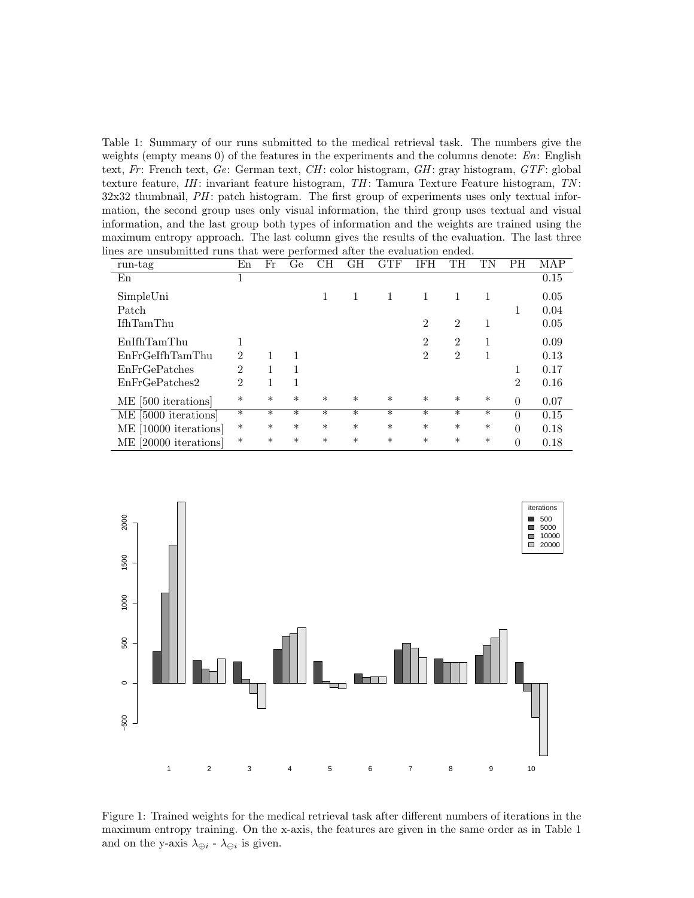Table 1: Summary of our runs submitted to the medical retrieval task. The numbers give the weights (empty means 0) of the features in the experiments and the columns denote: *En*: English text, *Fr*: French text, *Ge*: German text, *CH*: color histogram, *GH*: gray histogram, *GTF*: global texture feature, *IH*: invariant feature histogram, *TH*: Tamura Texture Feature histogram, *TN*: 32x32 thumbnail, *PH*: patch histogram. The first group of experiments uses only textual information, the second group uses only visual information, the third group uses textual and visual information, and the last group both types of information and the weights are trained using the maximum entropy approach. The last column gives the results of the evaluation. The last three lines are unsubmitted runs that were performed after the evaluation ended.

| run-tag | En | Fr | Ge | CH | GH | GTF | IFH | TH | TN | PH | MAP |
|---|---|---|---|---|---|---|---|---|---|---|---|
| En | 1 | | | | | | | | | | 0.15 |
| SimpleUni | | | | 1 | 1 | 1 | 1 | 1 | 1 | | 0.05 |
| Patch | | | | | | | | | | 1 | 0.04 |
| IfhTamThu | | | | | | | 2 | 2 | 1 | | 0.05 |
| EnIfhTamThu | 1 | | | | | | 2 | 2 | 1 | | 0.09 |
| EnFrGeIfhTamThu | 2 | 1 | 1 | | | | 2 | 2 | 1 | | 0.13 |
| EnFrGePatches | 2 | 1 | 1 | | | | | | | 1 | 0.17 |
| EnFrGePatches2 | 2 | 1 | 1 | | | | | | | 2 | 0.16 |
| ME [500 iterations] | * | * | * | * | * | * | * | * | * | 0 | 0.07 |
| ME [5000 iterations] | * | * | * | * | * | * | * | * | * | 0 | 0.15 |
| ME [10000 iterations] | * | * | * | * | * | * | * | * | * | 0 | 0.18 |
| ME [20000 iterations] | * | * | * | * | * | * | * | * | * | 0 | 0.18 |

Figure 1: Trained weights for the medical retrieval task after different numbers of iterations in the maximum entropy training. On the x-axis, the features are given in the same order as in Table 1 and on the y-axis $\lambda_{\oplus i}$ - $\lambda_{\ominus i}$ is given.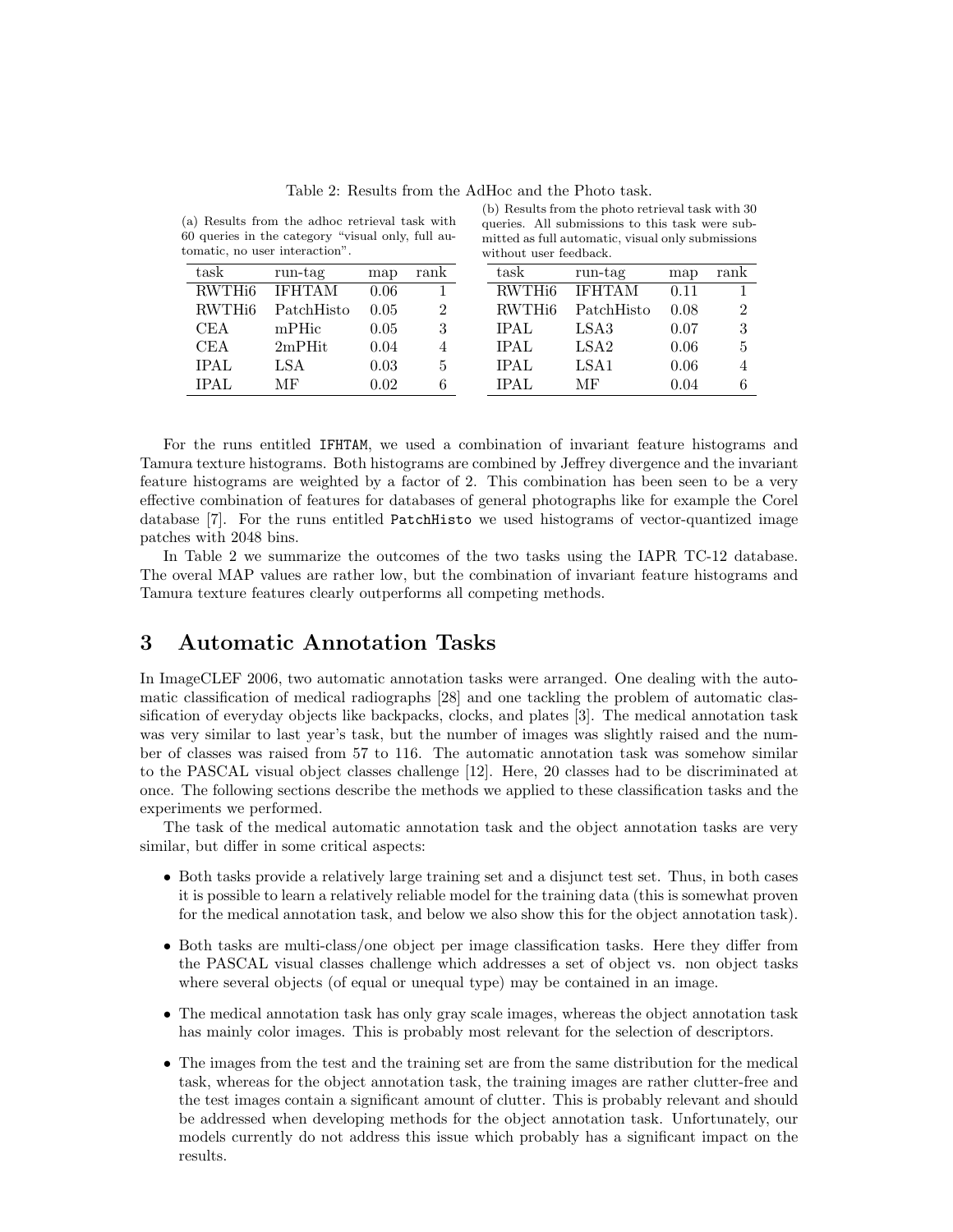Table 2: Results from the AdHoc and the Photo task.

(a) Results from the adhoc retrieval task with 60 queries in the category "visual only, full automatic, no user interaction".

| task | run-tag | map | rank |
|---|---|---|---|
| RWTHi6 | IFHTAM | 0.06 | 1 |
| RWTHi6 | PatchHisto | 0.05 | 2 |
| CEA | mPHic | 0.05 | 3 |
| CEA | 2mPHit | 0.04 | 4 |
| IPAL | LSA | 0.03 | 5 |
| IPAL | MF | 0.02 | 6 |

(b) Results from the photo retrieval task with 30 queries. All submissions to this task were submitted as full automatic, visual only submissions without user feedback.

| task | run-tag | map | rank |
|---|---|---|---|
| RWTHi6 | IFHTAM | 0.11 | 1 |
| RWTHi6 | PatchHisto | 0.08 | 2 |
| IPAL | LSA3 | 0.07 | 3 |
| IPAL | LSA2 | 0.06 | 5 |
| IPAL | LSA1 | 0.06 | 4 |
| IPAL | MF | 0.04 | 6 |

For the runs entitled `IFHTAM`, we used a combination of invariant feature histograms and Tamura texture histograms. Both histograms are combined by Jeffrey divergence and the invariant feature histograms are weighted by a factor of 2. This combination has been seen to be a very effective combination of features for databases of general photographs like for example the Corel database [7]. For the runs entitled `PatchHisto` we used histograms of vector-quantized image patches with 2048 bins.

In Table 2 we summarize the outcomes of the two tasks using the IAPR TC-12 database. The overal MAP values are rather low, but the combination of invariant feature histograms and Tamura texture features clearly outperforms all competing methods.

# 3 Automatic Annotation Tasks

In ImageCLEF 2006, two automatic annotation tasks were arranged. One dealing with the automatic classification of medical radiographs [28] and one tackling the problem of automatic classification of everyday objects like backpacks, clocks, and plates [3]. The medical annotation task was very similar to last year's task, but the number of images was slightly raised and the number of classes was raised from 57 to 116. The automatic annotation task was somehow similar to the PASCAL visual object classes challenge [12]. Here, 20 classes had to be discriminated at once. The following sections describe the methods we applied to these classification tasks and the experiments we performed.

The task of the medical automatic annotation task and the object annotation tasks are very similar, but differ in some critical aspects:

- Both tasks provide a relatively large training set and a disjunct test set. Thus, in both cases it is possible to learn a relatively reliable model for the training data (this is somewhat proven for the medical annotation task, and below we also show this for the object annotation task).
- Both tasks are multi-class/one object per image classification tasks. Here they differ from the PASCAL visual classes challenge which addresses a set of object vs. non object tasks where several objects (of equal or unequal type) may be contained in an image.
- The medical annotation task has only gray scale images, whereas the object annotation task has mainly color images. This is probably most relevant for the selection of descriptors.
- The images from the test and the training set are from the same distribution for the medical task, whereas for the object annotation task, the training images are rather clutter-free and the test images contain a significant amount of clutter. This is probably relevant and should be addressed when developing methods for the object annotation task. Unfortunately, our models currently do not address this issue which probably has a significant impact on the results.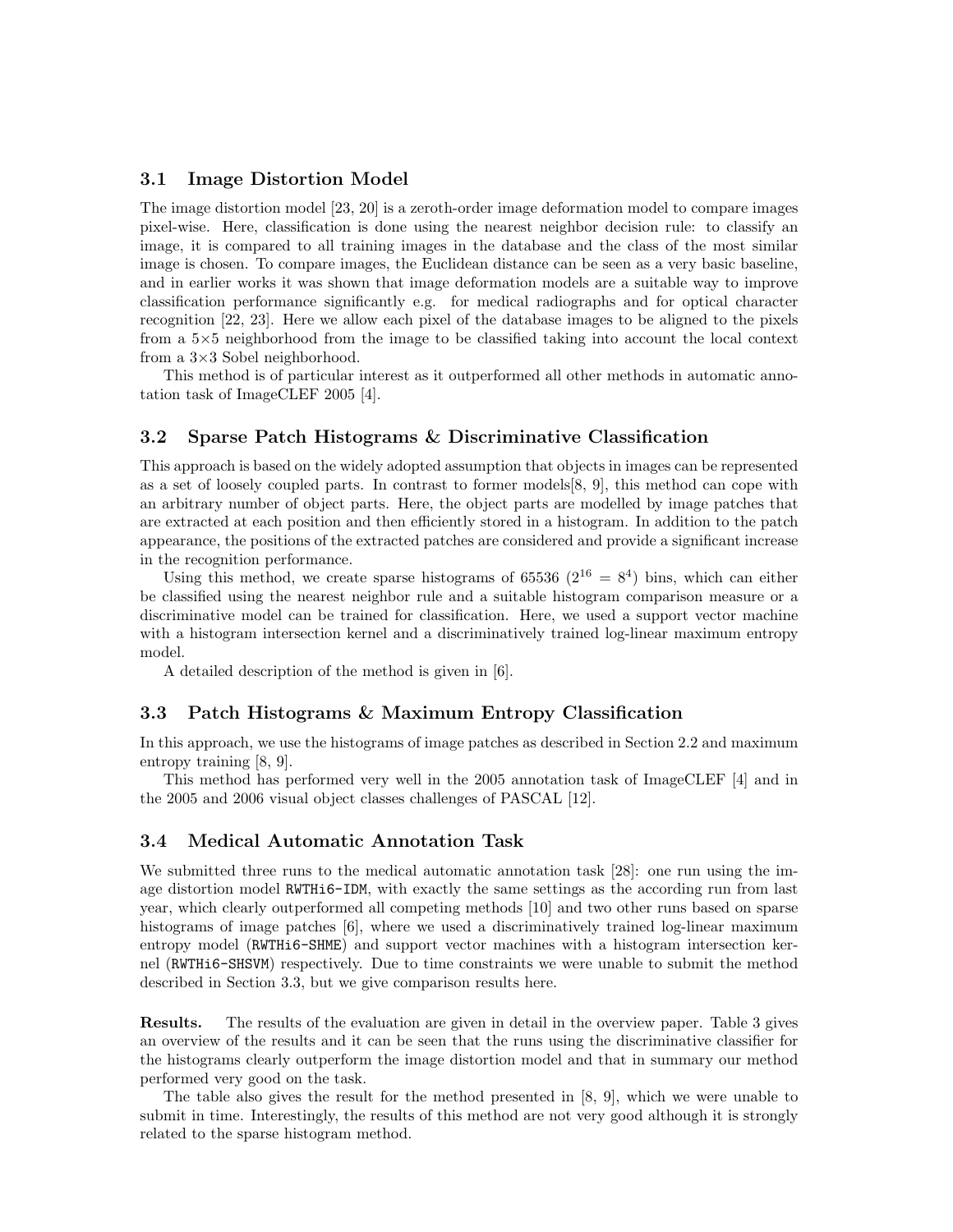### 3.1 Image Distortion Model

The image distortion model [23, 20] is a zeroth-order image deformation model to compare images pixel-wise. Here, classification is done using the nearest neighbor decision rule: to classify an image, it is compared to all training images in the database and the class of the most similar image is chosen. To compare images, the Euclidean distance can be seen as a very basic baseline, and in earlier works it was shown that image deformation models are a suitable way to improve classification performance significantly e.g. for medical radiographs and for optical character recognition [22, 23]. Here we allow each pixel of the database images to be aligned to the pixels from a 5×5 neighborhood from the image to be classified taking into account the local context from a 3×3 Sobel neighborhood.

This method is of particular interest as it outperformed all other methods in automatic annotation task of ImageCLEF 2005 [4].

### 3.2 Sparse Patch Histograms & Discriminative Classification

This approach is based on the widely adopted assumption that objects in images can be represented as a set of loosely coupled parts. In contrast to former models[8, 9], this method can cope with an arbitrary number of object parts. Here, the object parts are modelled by image patches that are extracted at each position and then efficiently stored in a histogram. In addition to the patch appearance, the positions of the extracted patches are considered and provide a significant increase in the recognition performance.

Using this method, we create sparse histograms of 65536 ($2^{16} = 8^4$) bins, which can either be classified using the nearest neighbor rule and a suitable histogram comparison measure or a discriminative model can be trained for classification. Here, we used a support vector machine with a histogram intersection kernel and a discriminatively trained log-linear maximum entropy model.

A detailed description of the method is given in [6].

### 3.3 Patch Histograms & Maximum Entropy Classification

In this approach, we use the histograms of image patches as described in Section 2.2 and maximum entropy training [8, 9].

This method has performed very well in the 2005 annotation task of ImageCLEF [4] and in the 2005 and 2006 visual object classes challenges of PASCAL [12].

### 3.4 Medical Automatic Annotation Task

We submitted three runs to the medical automatic annotation task [28]: one run using the image distortion model `RWTHi6-IDM`, with exactly the same settings as the according run from last year, which clearly outperformed all competing methods [10] and two other runs based on sparse histograms of image patches [6], where we used a discriminatively trained log-linear maximum entropy model (`RWTHi6-SHME`) and support vector machines with a histogram intersection kernel (`RWTHi6-SHSVM`) respectively. Due to time constraints we were unable to submit the method described in Section 3.3, but we give comparison results here.

**Results.** The results of the evaluation are given in detail in the overview paper. Table 3 gives an overview of the results and it can be seen that the runs using the discriminative classifier for the histograms clearly outperform the image distortion model and that in summary our method performed very good on the task.

The table also gives the result for the method presented in [8, 9], which we were unable to submit in time. Interestingly, the results of this method are not very good although it is strongly related to the sparse histogram method.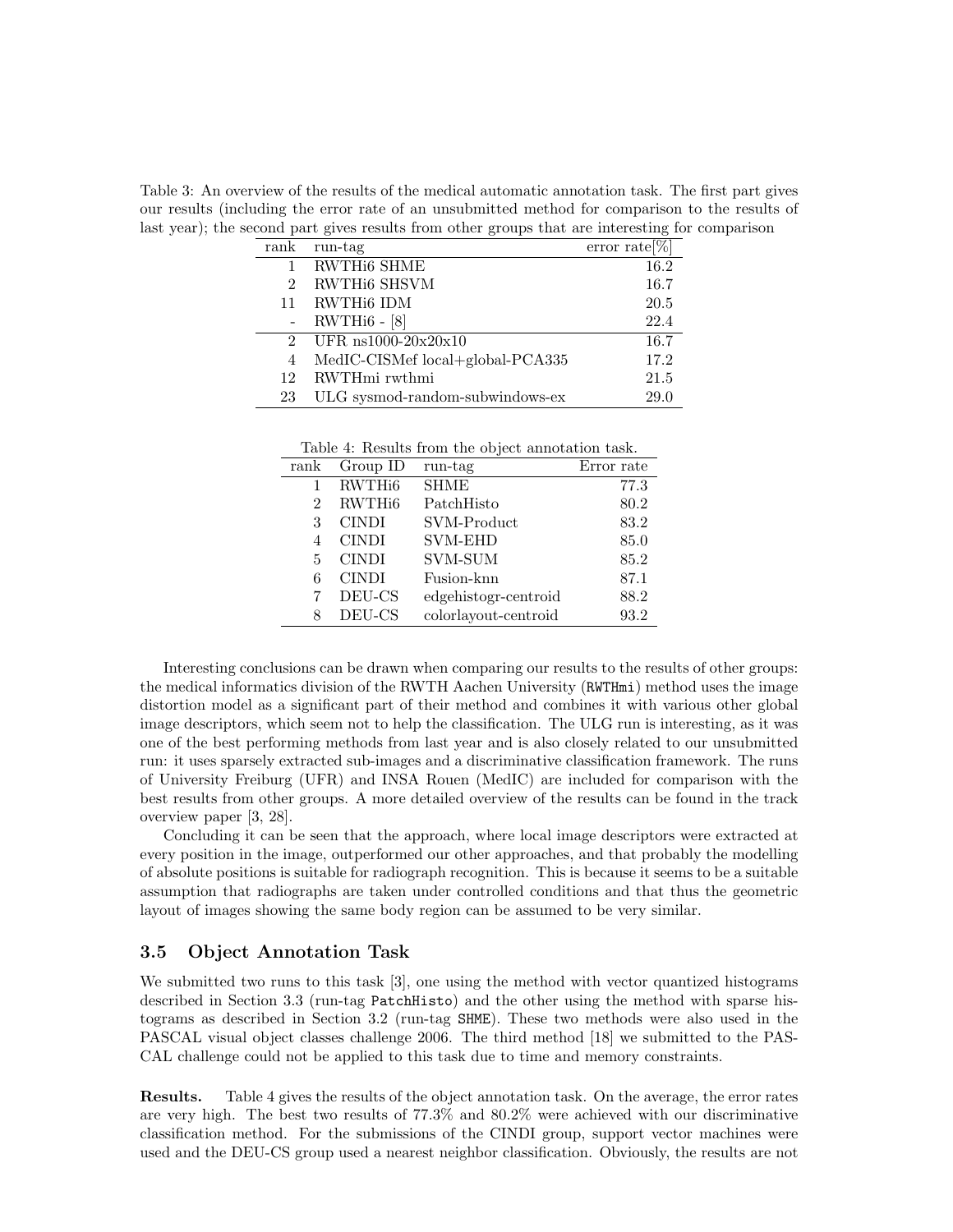Table 3: An overview of the results of the medical automatic annotation task. The first part gives our results (including the error rate of an unsubmitted method for comparison to the results of last year); the second part gives results from other groups that are interesting for comparison

| rank | run-tag | error rate[%] |
|---|---|---|
| 1 | RWTHi6 SHME | 16.2 |
| 2 | RWTHi6 SHSVM | 16.7 |
| 11 | RWTHi6 IDM | 20.5 |
| - | RWTHi6 - [8] | 22.4 |
| 2 | UFR ns1000-20x20x10 | 16.7 |
| 4 | MedIC-CISMef local+global-PCA335 | 17.2 |
| 12 | RWTHmi rwthmi | 21.5 |
| 23 | ULG sysmod-random-subwindows-ex | 29.0 |

Table 4: Results from the object annotation task.

| rank | Group ID | run-tag | Error rate |
|---|---|---|---|
| 1 | RWTHi6 | SHME | 77.3 |
| 2 | RWTHi6 | PatchHisto | 80.2 |
| 3 | CINDI | SVM-Product | 83.2 |
| 4 | CINDI | SVM-EHD | 85.0 |
| 5 | CINDI | SVM-SUM | 85.2 |
| 6 | CINDI | Fusion-knn | 87.1 |
| 7 | DEU-CS | edgehistogr-centroid | 88.2 |
| 8 | DEU-CS | colorlayout-centroid | 93.2 |

Interesting conclusions can be drawn when comparing our results to the results of other groups: the medical informatics division of the RWTH Aachen University (`RWTHmi`) method uses the image distortion model as a significant part of their method and combines it with various other global image descriptors, which seem not to help the classification. The ULG run is interesting, as it was one of the best performing methods from last year and is also closely related to our unsubmitted run: it uses sparsely extracted sub-images and a discriminative classification framework. The runs of University Freiburg (UFR) and INSA Rouen (MedIC) are included for comparison with the best results from other groups. A more detailed overview of the results can be found in the track overview paper [3, 28].

Concluding it can be seen that the approach, where local image descriptors were extracted at every position in the image, outperformed our other approaches, and that probably the modelling of absolute positions is suitable for radiograph recognition. This is because it seems to be a suitable assumption that radiographs are taken under controlled conditions and that thus the geometric layout of images showing the same body region can be assumed to be very similar.

### 3.5 Object Annotation Task

We submitted two runs to this task [3], one using the method with vector quantized histograms described in Section 3.3 (run-tag `PatchHisto`) and the other using the method with sparse histograms as described in Section 3.2 (run-tag `SHME`). These two methods were also used in the PASCAL visual object classes challenge 2006. The third method [18] we submitted to the PASCAL challenge could not be applied to this task due to time and memory constraints.

**Results.** Table 4 gives the results of the object annotation task. On the average, the error rates are very high. The best two results of 77.3% and 80.2% were achieved with our discriminative classification method. For the submissions of the CINDI group, support vector machines were used and the DEU-CS group used a nearest neighbor classification. Obviously, the results are not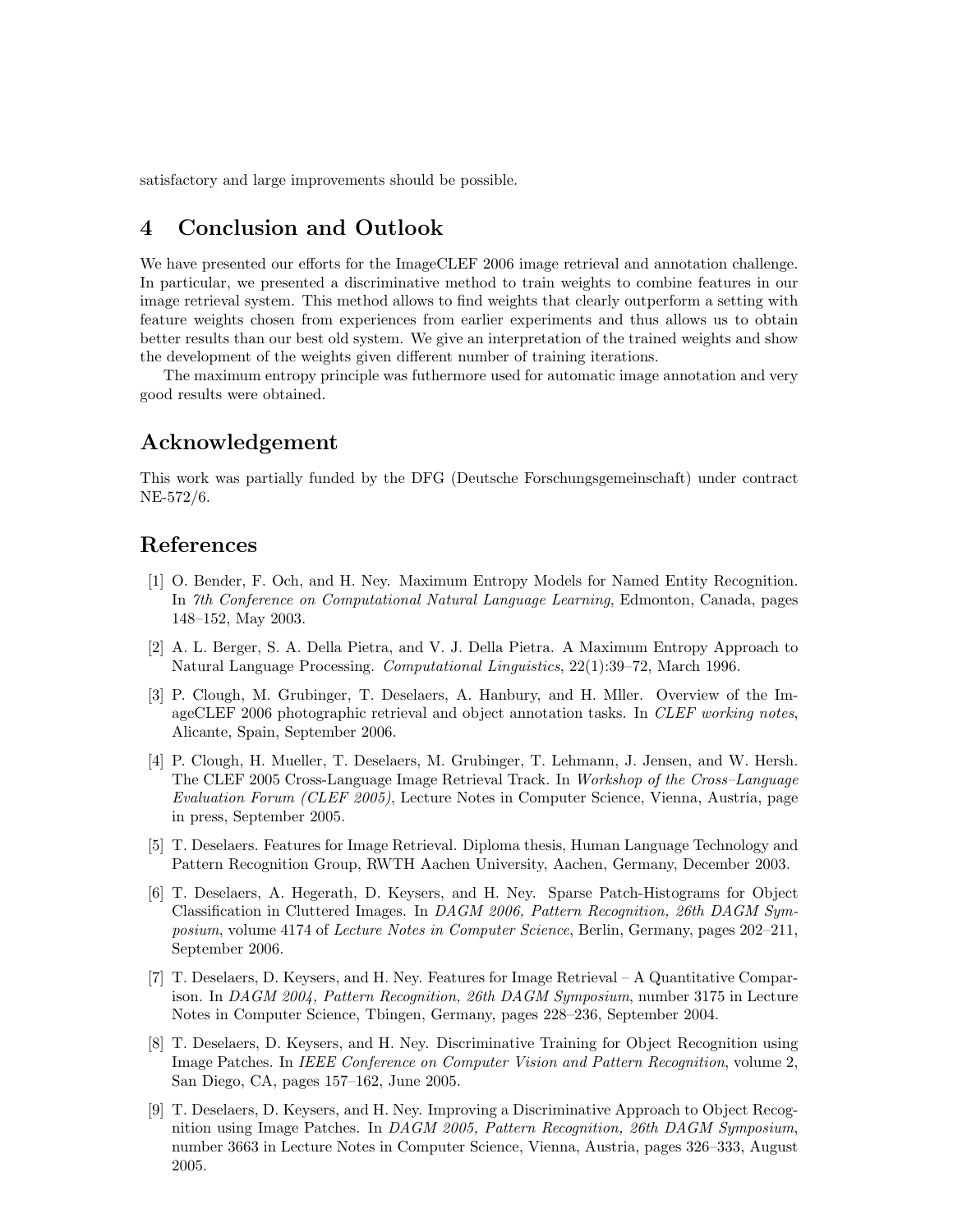satisfactory and large improvements should be possible.

## 4 Conclusion and Outlook

We have presented our efforts for the ImageCLEF 2006 image retrieval and annotation challenge. In particular, we presented a discriminative method to train weights to combine features in our image retrieval system. This method allows to find weights that clearly outperform a setting with feature weights chosen from experiences from earlier experiments and thus allows us to obtain better results than our best old system. We give an interpretation of the trained weights and show the development of the weights given different number of training iterations.

The maximum entropy principle was futhermore used for automatic image annotation and very good results were obtained.

## Acknowledgement

This work was partially funded by the DFG (Deutsche Forschungsgemeinschaft) under contract NE-572/6.

## References

[1] O. Bender, F. Och, and H. Ney. Maximum Entropy Models for Named Entity Recognition. In *7th Conference on Computational Natural Language Learning*, Edmonton, Canada, pages 148–152, May 2003.

[2] A. L. Berger, S. A. Della Pietra, and V. J. Della Pietra. A Maximum Entropy Approach to Natural Language Processing. *Computational Linguistics*, 22(1):39–72, March 1996.

[3] P. Clough, M. Grubinger, T. Deselaers, A. Hanbury, and H. Mller. Overview of the ImageCLEF 2006 photographic retrieval and object annotation tasks. In *CLEF working notes*, Alicante, Spain, September 2006.

[4] P. Clough, H. Mueller, T. Deselaers, M. Grubinger, T. Lehmann, J. Jensen, and W. Hersh. The CLEF 2005 Cross-Language Image Retrieval Track. In *Workshop of the Cross–Language Evaluation Forum (CLEF 2005)*, Lecture Notes in Computer Science, Vienna, Austria, page in press, September 2005.

[5] T. Deselaers. Features for Image Retrieval. Diploma thesis, Human Language Technology and Pattern Recognition Group, RWTH Aachen University, Aachen, Germany, December 2003.

[6] T. Deselaers, A. Hegerath, D. Keysers, and H. Ney. Sparse Patch-Histograms for Object Classification in Cluttered Images. In *DAGM 2006, Pattern Recognition, 26th DAGM Symposium*, volume 4174 of *Lecture Notes in Computer Science*, Berlin, Germany, pages 202–211, September 2006.

[7] T. Deselaers, D. Keysers, and H. Ney. Features for Image Retrieval – A Quantitative Comparison. In *DAGM 2004, Pattern Recognition, 26th DAGM Symposium*, number 3175 in Lecture Notes in Computer Science, Tbingen, Germany, pages 228–236, September 2004.

[8] T. Deselaers, D. Keysers, and H. Ney. Discriminative Training for Object Recognition using Image Patches. In *IEEE Conference on Computer Vision and Pattern Recognition*, volume 2, San Diego, CA, pages 157–162, June 2005.

[9] T. Deselaers, D. Keysers, and H. Ney. Improving a Discriminative Approach to Object Recognition using Image Patches. In *DAGM 2005, Pattern Recognition, 26th DAGM Symposium*, number 3663 in Lecture Notes in Computer Science, Vienna, Austria, pages 326–333, August 2005.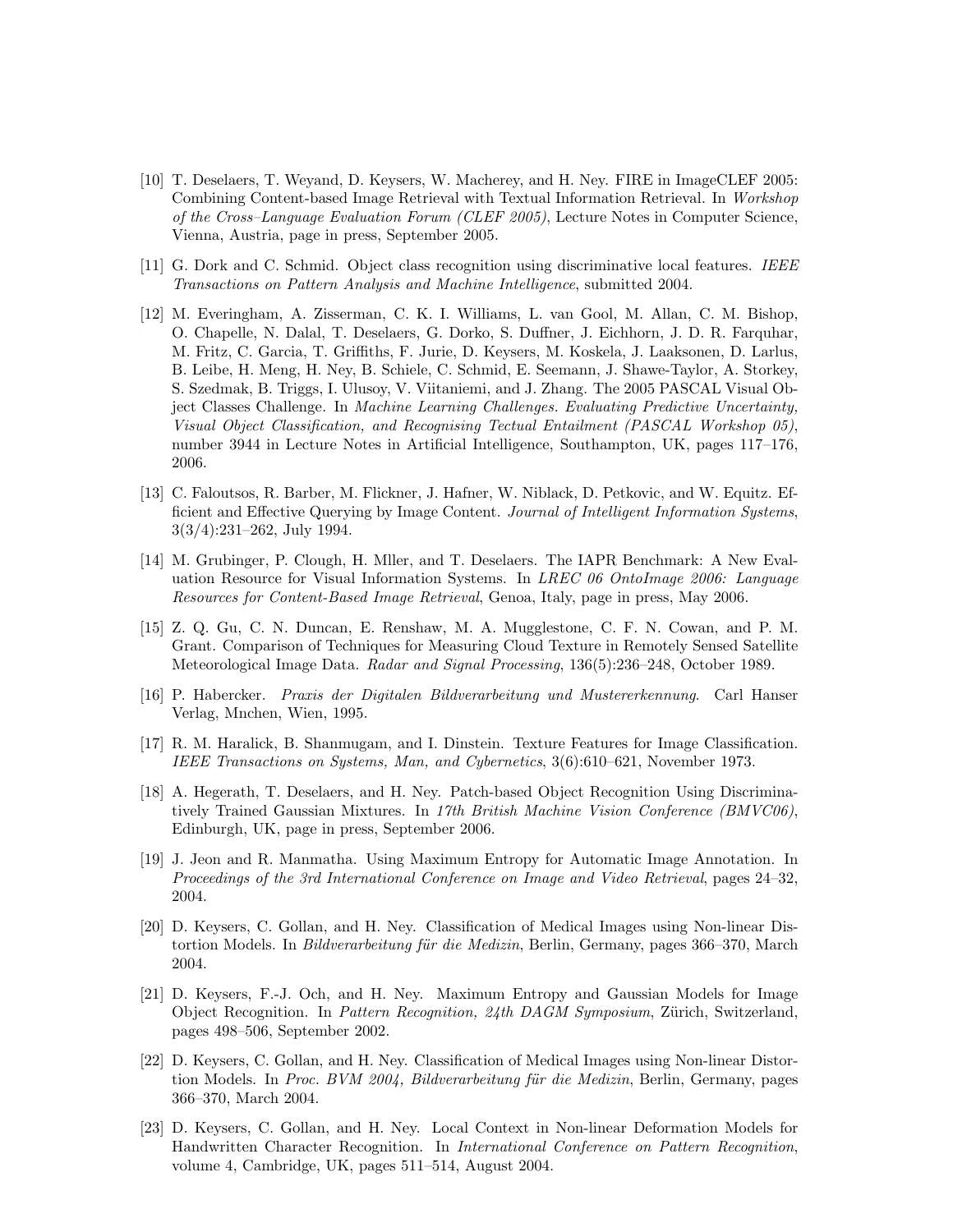[10] T. Deselaers, T. Weyand, D. Keysers, W. Macherey, and H. Ney. FIRE in ImageCLEF 2005: Combining Content-based Image Retrieval with Textual Information Retrieval. In *Workshop of the Cross–Language Evaluation Forum (CLEF 2005)*, Lecture Notes in Computer Science, Vienna, Austria, page in press, September 2005.

[11] G. Dork and C. Schmid. Object class recognition using discriminative local features. *IEEE Transactions on Pattern Analysis and Machine Intelligence*, submitted 2004.

[12] M. Everingham, A. Zisserman, C. K. I. Williams, L. van Gool, M. Allan, C. M. Bishop, O. Chapelle, N. Dalal, T. Deselaers, G. Dorko, S. Duffner, J. Eichhorn, J. D. R. Farquhar, M. Fritz, C. Garcia, T. Griffiths, F. Jurie, D. Keysers, M. Koskela, J. Laaksonen, D. Larlus, B. Leibe, H. Meng, H. Ney, B. Schiele, C. Schmid, E. Seemann, J. Shawe-Taylor, A. Storkey, S. Szedmak, B. Triggs, I. Ulusoy, V. Viitaniemi, and J. Zhang. The 2005 PASCAL Visual Object Classes Challenge. In *Machine Learning Challenges. Evaluating Predictive Uncertainty, Visual Object Classification, and Recognising Tectual Entailment (PASCAL Workshop 05)*, number 3944 in Lecture Notes in Artificial Intelligence, Southampton, UK, pages 117–176, 2006.

[13] C. Faloutsos, R. Barber, M. Flickner, J. Hafner, W. Niblack, D. Petkovic, and W. Equitz. Efficient and Effective Querying by Image Content. *Journal of Intelligent Information Systems*, 3(3/4):231–262, July 1994.

[14] M. Grubinger, P. Clough, H. Mller, and T. Deselaers. The IAPR Benchmark: A New Evaluation Resource for Visual Information Systems. In *LREC 06 OntoImage 2006: Language Resources for Content-Based Image Retrieval*, Genoa, Italy, page in press, May 2006.

[15] Z. Q. Gu, C. N. Duncan, E. Renshaw, M. A. Mugglestone, C. F. N. Cowan, and P. M. Grant. Comparison of Techniques for Measuring Cloud Texture in Remotely Sensed Satellite Meteorological Image Data. *Radar and Signal Processing*, 136(5):236–248, October 1989.

[16] P. Habercker. *Praxis der Digitalen Bildverarbeitung und Mustererkennung*. Carl Hanser Verlag, Mnchen, Wien, 1995.

[17] R. M. Haralick, B. Shanmugam, and I. Dinstein. Texture Features for Image Classification. *IEEE Transactions on Systems, Man, and Cybernetics*, 3(6):610–621, November 1973.

[18] A. Hegerath, T. Deselaers, and H. Ney. Patch-based Object Recognition Using Discriminatively Trained Gaussian Mixtures. In *17th British Machine Vision Conference (BMVC06)*, Edinburgh, UK, page in press, September 2006.

[19] J. Jeon and R. Manmatha. Using Maximum Entropy for Automatic Image Annotation. In *Proceedings of the 3rd International Conference on Image and Video Retrieval*, pages 24–32, 2004.

[20] D. Keysers, C. Gollan, and H. Ney. Classification of Medical Images using Non-linear Distortion Models. In *Bildverarbeitung für die Medizin*, Berlin, Germany, pages 366–370, March 2004.

[21] D. Keysers, F.-J. Och, and H. Ney. Maximum Entropy and Gaussian Models for Image Object Recognition. In *Pattern Recognition, 24th DAGM Symposium*, Zürich, Switzerland, pages 498–506, September 2002.

[22] D. Keysers, C. Gollan, and H. Ney. Classification of Medical Images using Non-linear Distortion Models. In *Proc. BVM 2004, Bildverarbeitung für die Medizin*, Berlin, Germany, pages 366–370, March 2004.

[23] D. Keysers, C. Gollan, and H. Ney. Local Context in Non-linear Deformation Models for Handwritten Character Recognition. In *International Conference on Pattern Recognition*, volume 4, Cambridge, UK, pages 511–514, August 2004.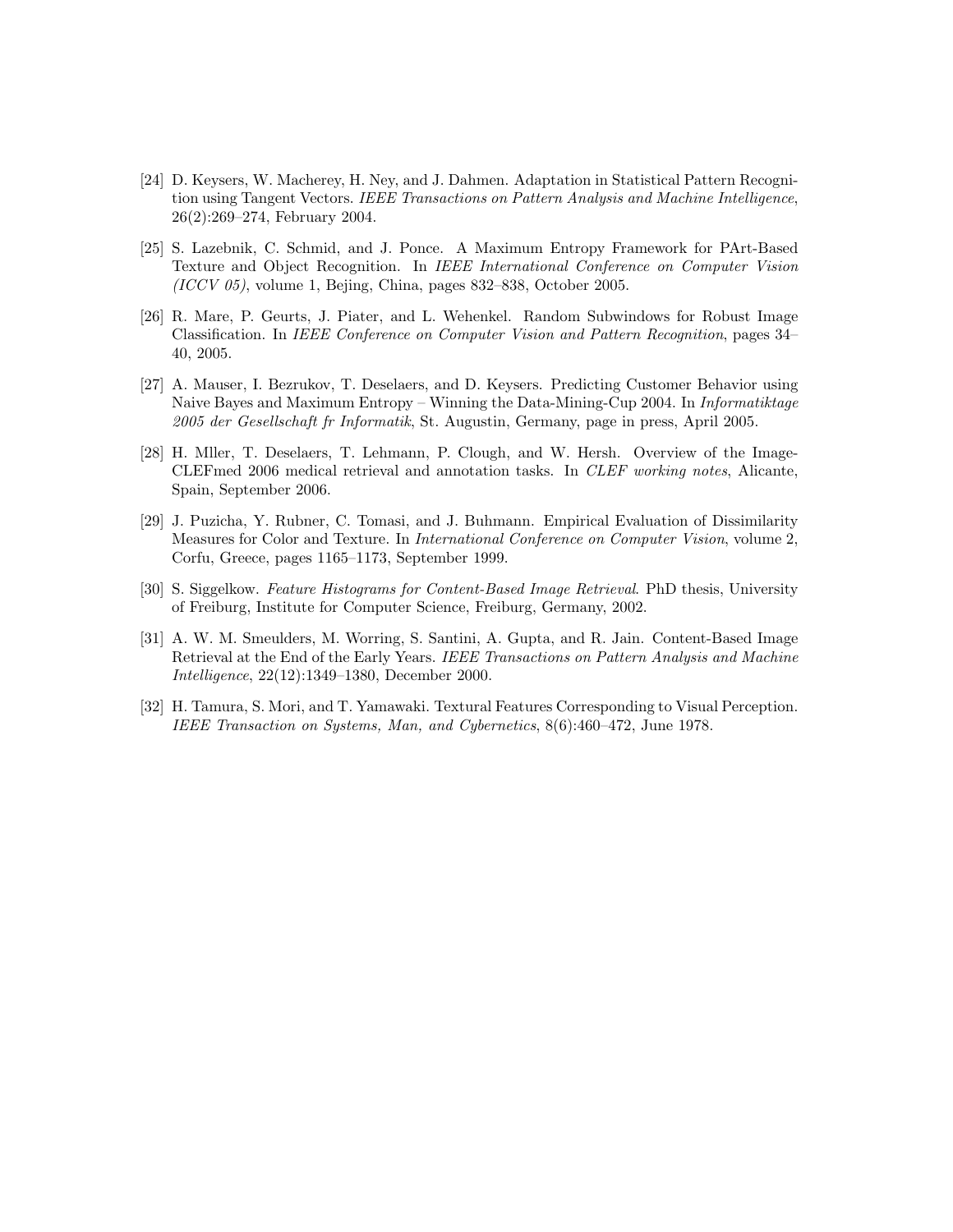[24] D. Keysers, W. Macherey, H. Ney, and J. Dahmen. Adaptation in Statistical Pattern Recognition using Tangent Vectors. *IEEE Transactions on Pattern Analysis and Machine Intelligence*, 26(2):269–274, February 2004.

[25] S. Lazebnik, C. Schmid, and J. Ponce. A Maximum Entropy Framework for PArt-Based Texture and Object Recognition. In *IEEE International Conference on Computer Vision (ICCV 05)*, volume 1, Bejing, China, pages 832–838, October 2005.

[26] R. Mare, P. Geurts, J. Piater, and L. Wehenkel. Random Subwindows for Robust Image Classification. In *IEEE Conference on Computer Vision and Pattern Recognition*, pages 34–40, 2005.

[27] A. Mauser, I. Bezrukov, T. Deselaers, and D. Keysers. Predicting Customer Behavior using Naive Bayes and Maximum Entropy – Winning the Data-Mining-Cup 2004. In *Informatiktage 2005 der Gesellschaft fr Informatik*, St. Augustin, Germany, page in press, April 2005.

[28] H. Mller, T. Deselaers, T. Lehmann, P. Clough, and W. Hersh. Overview of the ImageCLEFmed 2006 medical retrieval and annotation tasks. In *CLEF working notes*, Alicante, Spain, September 2006.

[29] J. Puzicha, Y. Rubner, C. Tomasi, and J. Buhmann. Empirical Evaluation of Dissimilarity Measures for Color and Texture. In *International Conference on Computer Vision*, volume 2, Corfu, Greece, pages 1165–1173, September 1999.

[30] S. Siggelkow. *Feature Histograms for Content-Based Image Retrieval*. PhD thesis, University of Freiburg, Institute for Computer Science, Freiburg, Germany, 2002.

[31] A. W. M. Smeulders, M. Worring, S. Santini, A. Gupta, and R. Jain. Content-Based Image Retrieval at the End of the Early Years. *IEEE Transactions on Pattern Analysis and Machine Intelligence*, 22(12):1349–1380, December 2000.

[32] H. Tamura, S. Mori, and T. Yamawaki. Textural Features Corresponding to Visual Perception. *IEEE Transaction on Systems, Man, and Cybernetics*, 8(6):460–472, June 1978.